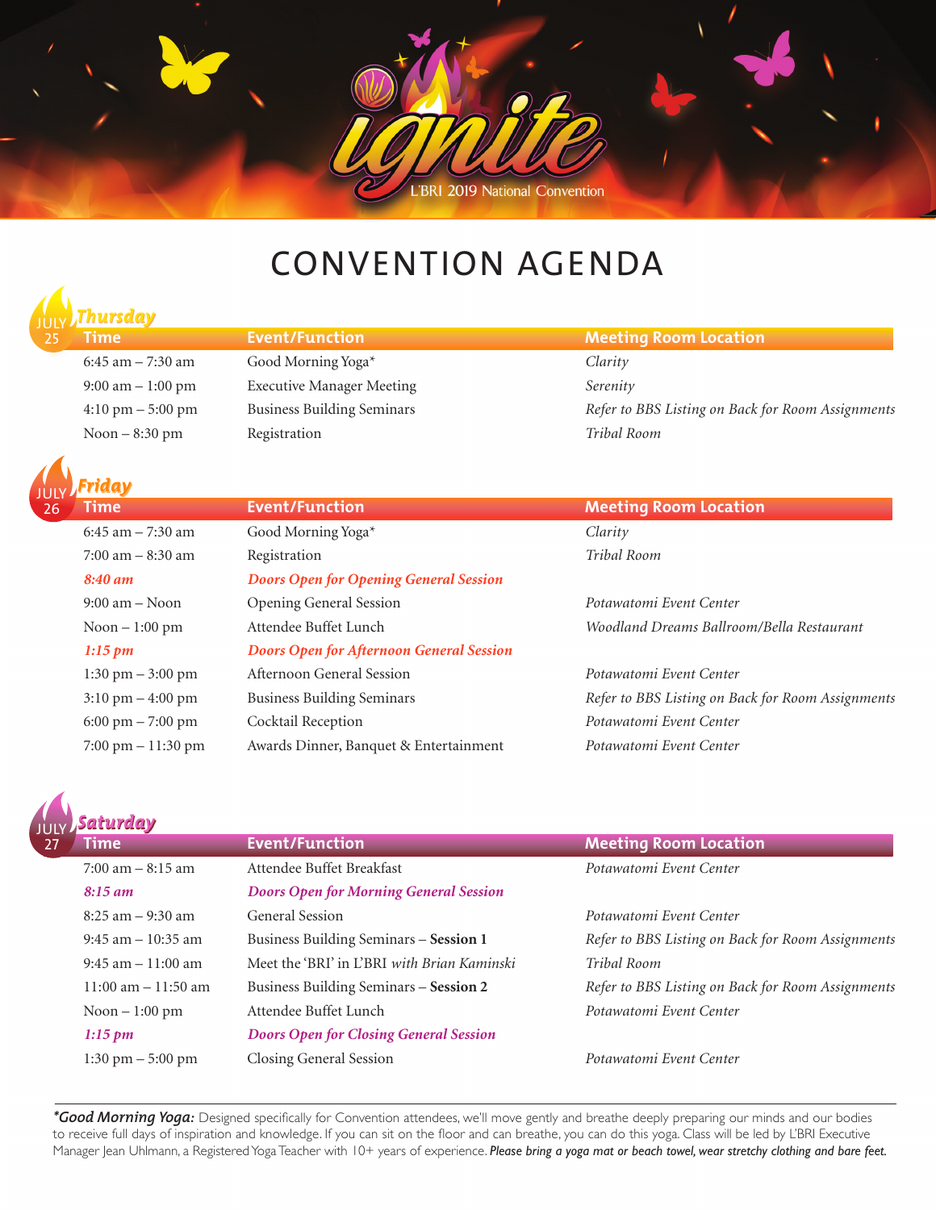ignite

L'BRI 2019 National Convention

# CONVENTION AGENDA

## JULY 25 Thursday

| Time | Event/Function | Meeting Room Location |
|---|---|---|
| 6:45 am – 7:30 am | Good Morning Yoga* | *Clarity* |
| 9:00 am – 1:00 pm | Executive Manager Meeting | *Serenity* |
| 4:10 pm – 5:00 pm | Business Building Seminars | *Refer to BBS Listing on Back for Room Assignments* |
| Noon – 8:30 pm | Registration | *Tribal Room* |

## JULY 26 Friday

| Time | Event/Function | Meeting Room Location |
|---|---|---|
| 6:45 am – 7:30 am | Good Morning Yoga* | *Clarity* |
| 7:00 am – 8:30 am | Registration | *Tribal Room* |
| ***8:40 am*** | ***Doors Open for Opening General Session*** | |
| 9:00 am – Noon | Opening General Session | *Potawatomi Event Center* |
| Noon – 1:00 pm | Attendee Buffet Lunch | *Woodland Dreams Ballroom/Bella Restaurant* |
| ***1:15 pm*** | ***Doors Open for Afternoon General Session*** | |
| 1:30 pm – 3:00 pm | Afternoon General Session | *Potawatomi Event Center* |
| 3:10 pm – 4:00 pm | Business Building Seminars | *Refer to BBS Listing on Back for Room Assignments* |
| 6:00 pm – 7:00 pm | Cocktail Reception | *Potawatomi Event Center* |
| 7:00 pm – 11:30 pm | Awards Dinner, Banquet & Entertainment | *Potawatomi Event Center* |

## JULY 27 Saturday

| Time | Event/Function | Meeting Room Location |
|---|---|---|
| 7:00 am – 8:15 am | Attendee Buffet Breakfast | *Potawatomi Event Center* |
| ***8:15 am*** | ***Doors Open for Morning General Session*** | |
| 8:25 am – 9:30 am | General Session | *Potawatomi Event Center* |
| 9:45 am – 10:35 am | Business Building Seminars – **Session 1** | *Refer to BBS Listing on Back for Room Assignments* |
| 9:45 am – 11:00 am | Meet the 'BRI' in L'BRI *with Brian Kaminski* | *Tribal Room* |
| 11:00 am – 11:50 am | Business Building Seminars – **Session 2** | *Refer to BBS Listing on Back for Room Assignments* |
| Noon – 1:00 pm | Attendee Buffet Lunch | *Potawatomi Event Center* |
| ***1:15 pm*** | ***Doors Open for Closing General Session*** | |
| 1:30 pm – 5:00 pm | Closing General Session | *Potawatomi Event Center* |

***\*Good Morning Yoga:*** Designed specifically for Convention attendees, we'll move gently and breathe deeply preparing our minds and our bodies to receive full days of inspiration and knowledge. If you can sit on the floor and can breathe, you can do this yoga. Class will be led by L'BRI Executive Manager Jean Uhlmann, a Registered Yoga Teacher with 10+ years of experience. ***Please bring a yoga mat or beach towel, wear stretchy clothing and bare feet.***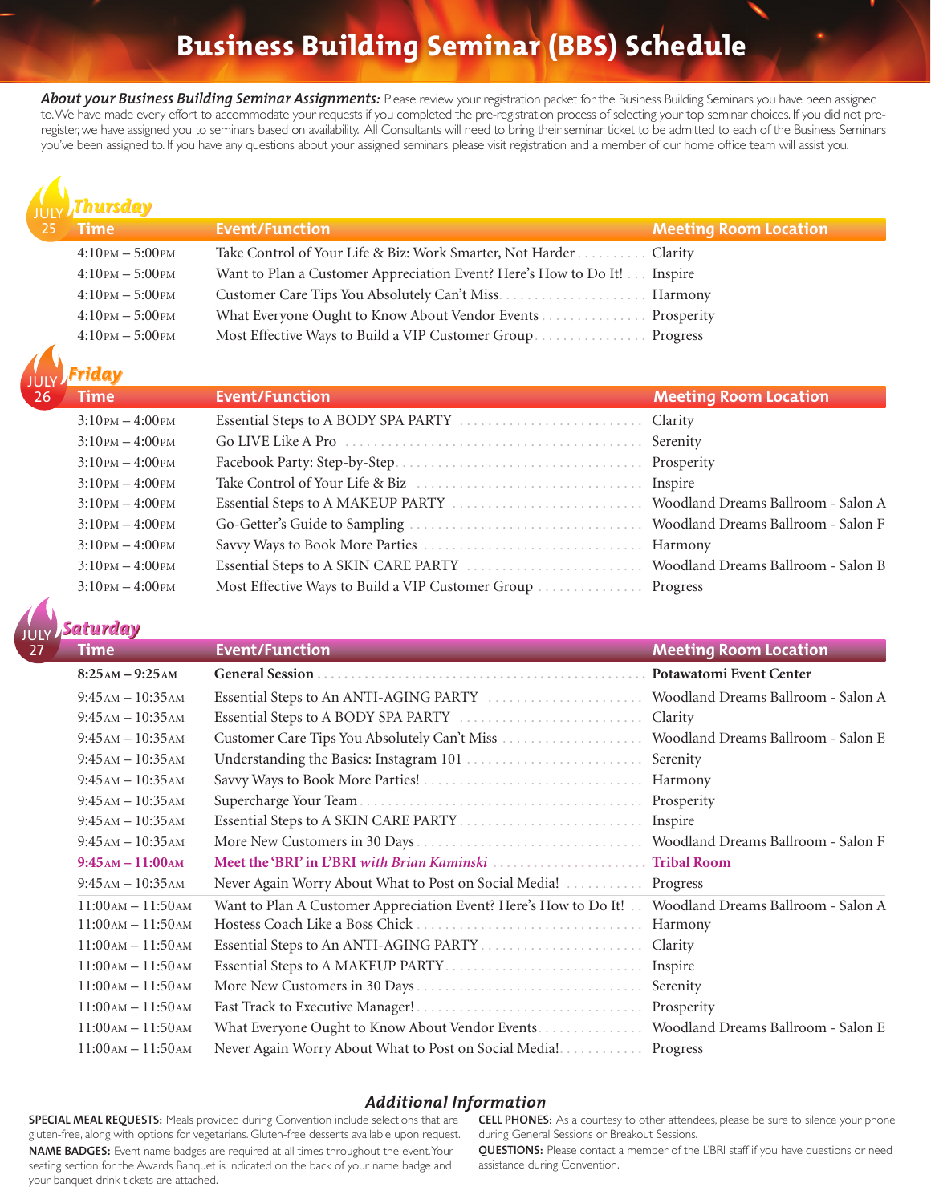# Business Building Seminar (BBS) Schedule

***About your Business Building Seminar Assignments:*** Please review your registration packet for the Business Building Seminars you have been assigned to. We have made every effort to accommodate your requests if you completed the pre-registration process of selecting your top seminar choices. If you did not pre-register, we have assigned you to seminars based on availability. All Consultants will need to bring their seminar ticket to be admitted to each of the Business Seminars you've been assigned to. If you have any questions about your assigned seminars, please visit registration and a member of our home office team will assist you.

## JULY 25 *Thursday*

| Time | Event/Function | Meeting Room Location |
|---|---|---|
| 4:10PM – 5:00PM | Take Control of Your Life & Biz: Work Smarter, Not Harder | Clarity |
| 4:10PM – 5:00PM | Want to Plan a Customer Appreciation Event? Here's How to Do It! | Inspire |
| 4:10PM – 5:00PM | Customer Care Tips You Absolutely Can't Miss | Harmony |
| 4:10PM – 5:00PM | What Everyone Ought to Know About Vendor Events | Prosperity |
| 4:10PM – 5:00PM | Most Effective Ways to Build a VIP Customer Group | Progress |

## JULY 26 *Friday*

| Time | Event/Function | Meeting Room Location |
|---|---|---|
| 3:10PM – 4:00PM | Essential Steps to A BODY SPA PARTY | Clarity |
| 3:10PM – 4:00PM | Go LIVE Like A Pro | Serenity |
| 3:10PM – 4:00PM | Facebook Party: Step-by-Step | Prosperity |
| 3:10PM – 4:00PM | Take Control of Your Life & Biz | Inspire |
| 3:10PM – 4:00PM | Essential Steps to A MAKEUP PARTY | Woodland Dreams Ballroom - Salon A |
| 3:10PM – 4:00PM | Go-Getter's Guide to Sampling | Woodland Dreams Ballroom - Salon F |
| 3:10PM – 4:00PM | Savvy Ways to Book More Parties | Harmony |
| 3:10PM – 4:00PM | Essential Steps to A SKIN CARE PARTY | Woodland Dreams Ballroom - Salon B |
| 3:10PM – 4:00PM | Most Effective Ways to Build a VIP Customer Group | Progress |

## JULY 27 *Saturday*

| Time | Event/Function | Meeting Room Location |
|---|---|---|
| **8:25AM – 9:25AM** | **General Session** | **Potawatomi Event Center** |
| 9:45AM – 10:35AM | Essential Steps to An ANTI-AGING PARTY | Woodland Dreams Ballroom - Salon A |
| 9:45AM – 10:35AM | Essential Steps to A BODY SPA PARTY | Clarity |
| 9:45AM – 10:35AM | Customer Care Tips You Absolutely Can't Miss | Woodland Dreams Ballroom - Salon E |
| 9:45AM – 10:35AM | Understanding the Basics: Instagram 101 | Serenity |
| 9:45AM – 10:35AM | Savvy Ways to Book More Parties! | Harmony |
| 9:45AM – 10:35AM | Supercharge Your Team | Prosperity |
| 9:45AM – 10:35AM | Essential Steps to A SKIN CARE PARTY | Inspire |
| 9:45AM – 10:35AM | More New Customers in 30 Days | Woodland Dreams Ballroom - Salon F |
| **9:45AM – 11:00AM** | **Meet the 'BRI' in L'BRI *with Brian Kaminski*** | **Tribal Room** |
| 9:45AM – 10:35AM | Never Again Worry About What to Post on Social Media! | Progress |
| 11:00AM – 11:50AM | Want to Plan A Customer Appreciation Event? Here's How to Do It! | Woodland Dreams Ballroom - Salon A |
| 11:00AM – 11:50AM | Hostess Coach Like a Boss Chick | Harmony |
| 11:00AM – 11:50AM | Essential Steps to An ANTI-AGING PARTY | Clarity |
| 11:00AM – 11:50AM | Essential Steps to A MAKEUP PARTY | Inspire |
| 11:00AM – 11:50AM | More New Customers in 30 Days | Serenity |
| 11:00AM – 11:50AM | Fast Track to Executive Manager! | Prosperity |
| 11:00AM – 11:50AM | What Everyone Ought to Know About Vendor Events | Woodland Dreams Ballroom - Salon E |
| 11:00AM – 11:50AM | Never Again Worry About What to Post on Social Media! | Progress |

## *Additional Information*

**SPECIAL MEAL REQUESTS:** Meals provided during Convention include selections that are gluten-free, along with options for vegetarians. Gluten-free desserts available upon request.

**NAME BADGES:** Event name badges are required at all times throughout the event. Your seating section for the Awards Banquet is indicated on the back of your name badge and your banquet drink tickets are attached.

**CELL PHONES:** As a courtesy to other attendees, please be sure to silence your phone during General Sessions or Breakout Sessions.

**QUESTIONS:** Please contact a member of the L'BRI staff if you have questions or need assistance during Convention.